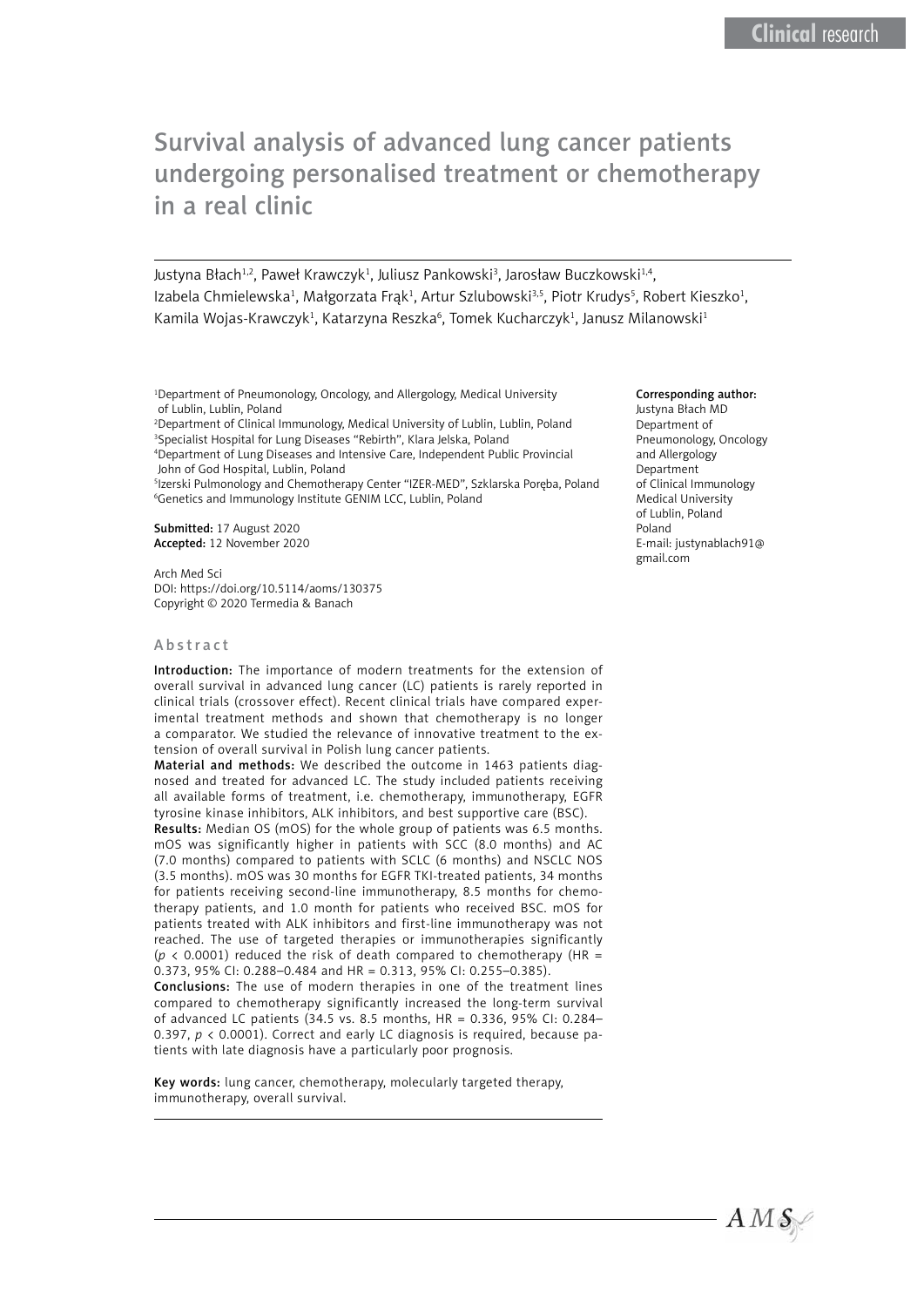Clinical research

# Survival analysis of advanced lung cancer patients undergoing personalised treatment or chemotherapy in a real clinic

Justyna Błach[1,2], Paweł Krawczyk[1], Juliusz Pankowski[3], Jarosław Buczkowski[1,4], Izabela Chmielewska[1], Małgorzata Frąk[1], Artur Szlubowski[3,5], Piotr Krudys[5], Robert Kieszko[1], Kamila Wojas-Krawczyk[1], Katarzyna Reszka[6], Tomek Kucharczyk[1], Janusz Milanowski[1]

[1]Department of Pneumonology, Oncology, and Allergology, Medical University of Lublin, Lublin, Poland
[2]Department of Clinical Immunology, Medical University of Lublin, Lublin, Poland
[3]Specialist Hospital for Lung Diseases "Rebirth", Klara Jelska, Poland
[4]Department of Lung Diseases and Intensive Care, Independent Public Provincial John of God Hospital, Lublin, Poland
[5]Izerski Pulmonology and Chemotherapy Center "IZER-MED", Szklarska Poręba, Poland
[6]Genetics and Immunology Institute GENIM LCC, Lublin, Poland

**Submitted:** 17 August 2020
**Accepted:** 12 November 2020

Arch Med Sci
DOI: https://doi.org/10.5114/aoms/130375
Copyright © 2020 Termedia & Banach

**Corresponding author:**
Justyna Błach MD
Department of Pneumonology, Oncology and Allergology
Department of Clinical Immunology
Medical University of Lublin, Poland
E-mail: justynablach91@gmail.com

## Abstract

**Introduction:** The importance of modern treatments for the extension of overall survival in advanced lung cancer (LC) patients is rarely reported in clinical trials (crossover effect). Recent clinical trials have compared experimental treatment methods and shown that chemotherapy is no longer a comparator. We studied the relevance of innovative treatment to the extension of overall survival in Polish lung cancer patients.

**Material and methods:** We described the outcome in 1463 patients diagnosed and treated for advanced LC. The study included patients receiving all available forms of treatment, i.e. chemotherapy, immunotherapy, EGFR tyrosine kinase inhibitors, ALK inhibitors, and best supportive care (BSC).

**Results:** Median OS (mOS) for the whole group of patients was 6.5 months. mOS was significantly higher in patients with SCC (8.0 months) and AC (7.0 months) compared to patients with SCLC (6 months) and NSCLC NOS (3.5 months). mOS was 30 months for EGFR TKI-treated patients, 34 months for patients receiving second-line immunotherapy, 8.5 months for chemotherapy patients, and 1.0 month for patients who received BSC. mOS for patients treated with ALK inhibitors and first-line immunotherapy was not reached. The use of targeted therapies or immunotherapies significantly ($p < 0.0001$) reduced the risk of death compared to chemotherapy (HR = 0.373, 95% CI: 0.288–0.484 and HR = 0.313, 95% CI: 0.255–0.385).

**Conclusions:** The use of modern therapies in one of the treatment lines compared to chemotherapy significantly increased the long-term survival of advanced LC patients (34.5 vs. 8.5 months, HR = 0.336, 95% CI: 0.284–0.397, $p < 0.0001$). Correct and early LC diagnosis is required, because patients with late diagnosis have a particularly poor prognosis.

**Key words:** lung cancer, chemotherapy, molecularly targeted therapy, immunotherapy, overall survival.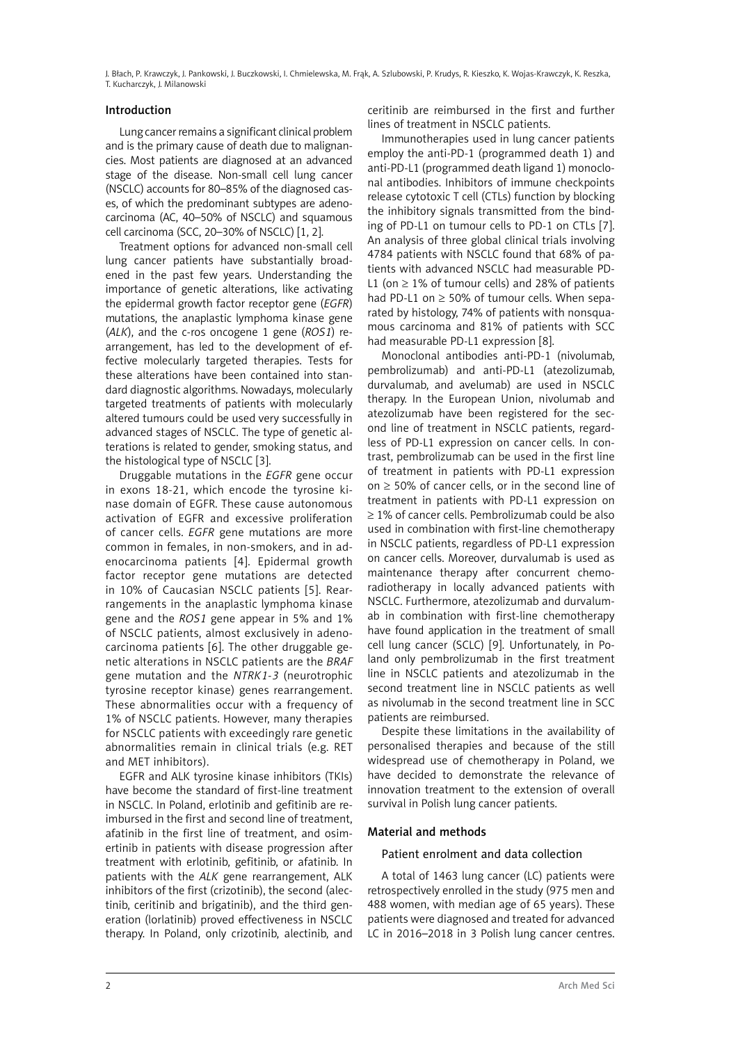## Introduction

Lung cancer remains a significant clinical problem and is the primary cause of death due to malignancies. Most patients are diagnosed at an advanced stage of the disease. Non-small cell lung cancer (NSCLC) accounts for 80–85% of the diagnosed cases, of which the predominant subtypes are adenocarcinoma (AC, 40–50% of NSCLC) and squamous cell carcinoma (SCC, 20–30% of NSCLC) [1, 2].

Treatment options for advanced non-small cell lung cancer patients have substantially broadened in the past few years. Understanding the importance of genetic alterations, like activating the epidermal growth factor receptor gene (*EGFR*) mutations, the anaplastic lymphoma kinase gene (*ALK*), and the c-ros oncogene 1 gene (*ROS1*) rearrangement, has led to the development of effective molecularly targeted therapies. Tests for these alterations have been contained into standard diagnostic algorithms. Nowadays, molecularly targeted treatments of patients with molecularly altered tumours could be used very successfully in advanced stages of NSCLC. The type of genetic alterations is related to gender, smoking status, and the histological type of NSCLC [3].

Druggable mutations in the *EGFR* gene occur in exons 18-21, which encode the tyrosine kinase domain of EGFR. These cause autonomous activation of EGFR and excessive proliferation of cancer cells. *EGFR* gene mutations are more common in females, in non-smokers, and in adenocarcinoma patients [4]. Epidermal growth factor receptor gene mutations are detected in 10% of Caucasian NSCLC patients [5]. Rearrangements in the anaplastic lymphoma kinase gene and the *ROS1* gene appear in 5% and 1% of NSCLC patients, almost exclusively in adenocarcinoma patients [6]. The other druggable genetic alterations in NSCLC patients are the *BRAF* gene mutation and the *NTRK1-3* (neurotrophic tyrosine receptor kinase) genes rearrangement. These abnormalities occur with a frequency of 1% of NSCLC patients. However, many therapies for NSCLC patients with exceedingly rare genetic abnormalities remain in clinical trials (e.g. RET and MET inhibitors).

EGFR and ALK tyrosine kinase inhibitors (TKIs) have become the standard of first-line treatment in NSCLC. In Poland, erlotinib and gefitinib are reimbursed in the first and second line of treatment, afatinib in the first line of treatment, and osimertinib in patients with disease progression after treatment with erlotinib, gefitinib, or afatinib. In patients with the *ALK* gene rearrangement, ALK inhibitors of the first (crizotinib), the second (alectinib, ceritinib and brigatinib), and the third generation (lorlatinib) proved effectiveness in NSCLC therapy. In Poland, only crizotinib, alectinib, and ceritinib are reimbursed in the first and further lines of treatment in NSCLC patients.

Immunotherapies used in lung cancer patients employ the anti-PD-1 (programmed death 1) and anti-PD-L1 (programmed death ligand 1) monoclonal antibodies. Inhibitors of immune checkpoints release cytotoxic T cell (CTLs) function by blocking the inhibitory signals transmitted from the binding of PD-L1 on tumour cells to PD-1 on CTLs [7]. An analysis of three global clinical trials involving 4784 patients with NSCLC found that 68% of patients with advanced NSCLC had measurable PD-L1 (on ≥ 1% of tumour cells) and 28% of patients had PD-L1 on ≥ 50% of tumour cells. When separated by histology, 74% of patients with nonsquamous carcinoma and 81% of patients with SCC had measurable PD-L1 expression [8].

Monoclonal antibodies anti-PD-1 (nivolumab, pembrolizumab) and anti-PD-L1 (atezolizumab, durvalumab, and avelumab) are used in NSCLC therapy. In the European Union, nivolumab and atezolizumab have been registered for the second line of treatment in NSCLC patients, regardless of PD-L1 expression on cancer cells. In contrast, pembrolizumab can be used in the first line of treatment in patients with PD-L1 expression on ≥ 50% of cancer cells, or in the second line of treatment in patients with PD-L1 expression on ≥ 1% of cancer cells. Pembrolizumab could be also used in combination with first-line chemotherapy in NSCLC patients, regardless of PD-L1 expression on cancer cells. Moreover, durvalumab is used as maintenance therapy after concurrent chemoradiotherapy in locally advanced patients with NSCLC. Furthermore, atezolizumab and durvalumab in combination with first-line chemotherapy have found application in the treatment of small cell lung cancer (SCLC) [9]. Unfortunately, in Poland only pembrolizumab in the first treatment line in NSCLC patients and atezolizumab in the second treatment line in NSCLC patients as well as nivolumab in the second treatment line in SCC patients are reimbursed.

Despite these limitations in the availability of personalised therapies and because of the still widespread use of chemotherapy in Poland, we have decided to demonstrate the relevance of innovation treatment to the extension of overall survival in Polish lung cancer patients.

## Material and methods

### Patient enrolment and data collection

A total of 1463 lung cancer (LC) patients were retrospectively enrolled in the study (975 men and 488 women, with median age of 65 years). These patients were diagnosed and treated for advanced LC in 2016–2018 in 3 Polish lung cancer centres.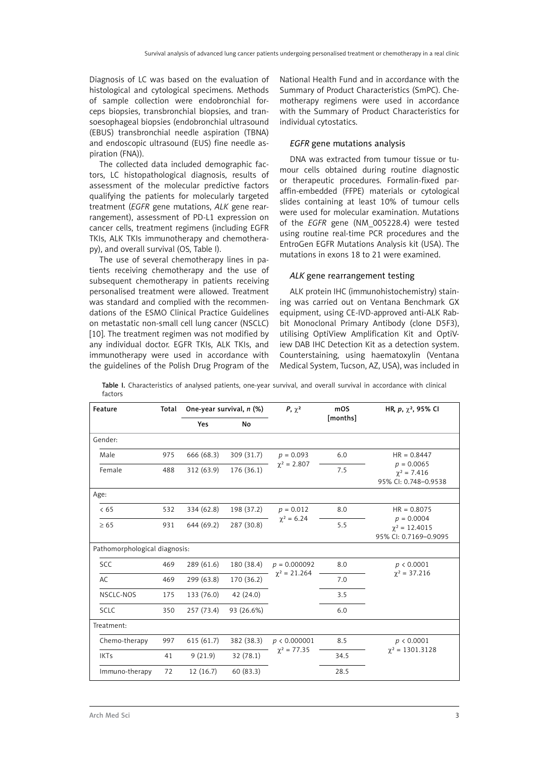Diagnosis of LC was based on the evaluation of histological and cytological specimens. Methods of sample collection were endobronchial forceps biopsies, transbronchial biopsies, and transoesophageal biopsies (endobronchial ultrasound (EBUS) transbronchial needle aspiration (TBNA) and endoscopic ultrasound (EUS) fine needle aspiration (FNA)).

The collected data included demographic factors, LC histopathological diagnosis, results of assessment of the molecular predictive factors qualifying the patients for molecularly targeted treatment (*EGFR* gene mutations, *ALK* gene rearrangement), assessment of PD-L1 expression on cancer cells, treatment regimens (including EGFR TKIs, ALK TKIs immunotherapy and chemotherapy), and overall survival (OS, Table I).

The use of several chemotherapy lines in patients receiving chemotherapy and the use of subsequent chemotherapy in patients receiving personalised treatment were allowed. Treatment was standard and complied with the recommendations of the ESMO Clinical Practice Guidelines on metastatic non-small cell lung cancer (NSCLC) [10]. The treatment regimen was not modified by any individual doctor. EGFR TKIs, ALK TKIs, and immunotherapy were used in accordance with the guidelines of the Polish Drug Program of the National Health Fund and in accordance with the Summary of Product Characteristics (SmPC). Chemotherapy regimens were used in accordance with the Summary of Product Characteristics for individual cytostatics.

### *EGFR* gene mutations analysis

DNA was extracted from tumour tissue or tumour cells obtained during routine diagnostic or therapeutic procedures. Formalin-fixed paraffin-embedded (FFPE) materials or cytological slides containing at least 10% of tumour cells were used for molecular examination. Mutations of the *EGFR* gene (NM_005228.4) were tested using routine real-time PCR procedures and the EntroGen EGFR Mutations Analysis kit (USA). The mutations in exons 18 to 21 were examined.

### *ALK* gene rearrangement testing

ALK protein IHC (immunohistochemistry) staining was carried out on Ventana Benchmark GX equipment, using CE-IVD-approved anti-ALK Rabbit Monoclonal Primary Antibody (clone D5F3), utilising OptiView Amplification Kit and OptiView DAB IHC Detection Kit as a detection system. Counterstaining, using haematoxylin (Ventana Medical System, Tucson, AZ, USA), was included in

**Table I.** Characteristics of analysed patients, one-year survival, and overall survival in accordance with clinical factors

| Feature | Total | One-year survival, *n* (%) | | $P$, $\chi^2$ | mOS [months] | HR, $p$, $\chi^2$, 95% CI |
|---|---|---|---|---|---|---|
| | | Yes | No | | | |
| Gender: | | | | | | |
| Male | 975 | 666 (68.3) | 309 (31.7) | $p = 0.093$ $\chi^2 = 2.807$ | 6.0 | HR = 0.8447 $p = 0.0065$ $\chi^2 = 7.416$ 95% CI: 0.748–0.9538 |
| Female | 488 | 312 (63.9) | 176 (36.1) | | 7.5 | |
| Age: | | | | | | |
| < 65 | 532 | 334 (62.8) | 198 (37.2) | $p = 0.012$ $\chi^2 = 6.24$ | 8.0 | HR = 0.8075 $p = 0.0004$ $\chi^2 = 12.4015$ 95% CI: 0.7169–0.9095 |
| ≥ 65 | 931 | 644 (69.2) | 287 (30.8) | | 5.5 | |
| Pathomorphological diagnosis: | | | | | | |
| SCC | 469 | 289 (61.6) | 180 (38.4) | $p = 0.000092$ $\chi^2 = 21.264$ | 8.0 | $p < 0.0001$ $\chi^2 = 37.216$ |
| AC | 469 | 299 (63.8) | 170 (36.2) | | 7.0 | |
| NSCLC-NOS | 175 | 133 (76.0) | 42 (24.0) | | 3.5 | |
| SCLC | 350 | 257 (73.4) | 93 (26.6%) | | 6.0 | |
| Treatment: | | | | | | |
| Chemo-therapy | 997 | 615 (61.7) | 382 (38.3) | $p < 0.000001$ $\chi^2 = 77.35$ | 8.5 | $p < 0.0001$ $\chi^2 = 1301.3128$ |
| IKTs | 41 | 9 (21.9) | 32 (78.1) | | 34.5 | |
| Immuno-therapy | 72 | 12 (16.7) | 60 (83.3) | | 28.5 | |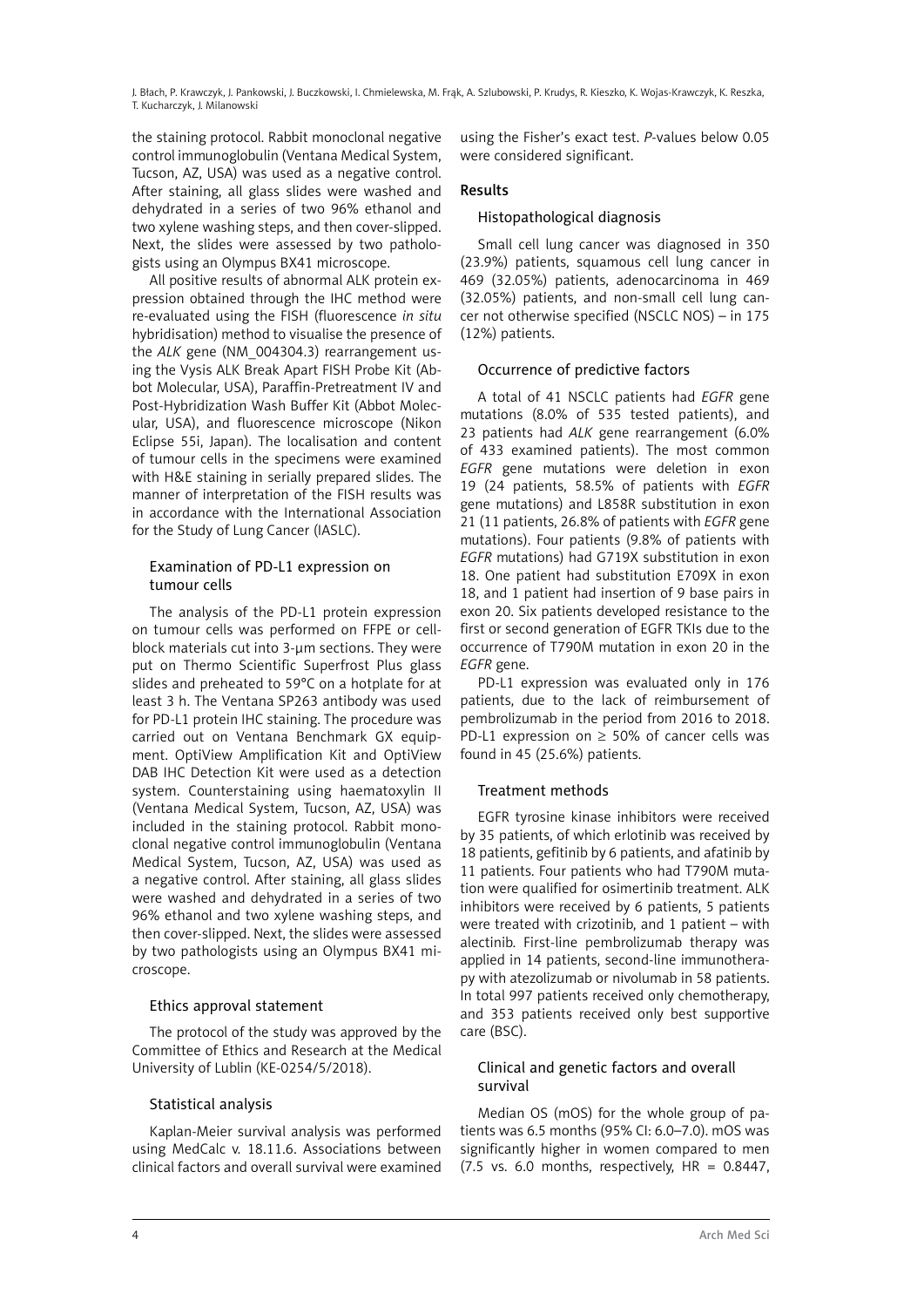the staining protocol. Rabbit monoclonal negative control immunoglobulin (Ventana Medical System, Tucson, AZ, USA) was used as a negative control. After staining, all glass slides were washed and dehydrated in a series of two 96% ethanol and two xylene washing steps, and then cover-slipped. Next, the slides were assessed by two pathologists using an Olympus BX41 microscope.

All positive results of abnormal ALK protein expression obtained through the IHC method were re-evaluated using the FISH (fluorescence *in situ* hybridisation) method to visualise the presence of the *ALK* gene (NM_004304.3) rearrangement using the Vysis ALK Break Apart FISH Probe Kit (Abbot Molecular, USA), Paraffin-Pretreatment IV and Post-Hybridization Wash Buffer Kit (Abbot Molecular, USA), and fluorescence microscope (Nikon Eclipse 55i, Japan). The localisation and content of tumour cells in the specimens were examined with H&E staining in serially prepared slides. The manner of interpretation of the FISH results was in accordance with the International Association for the Study of Lung Cancer (IASLC).

### Examination of PD-L1 expression on tumour cells

The analysis of the PD-L1 protein expression on tumour cells was performed on FFPE or cell-block materials cut into 3-µm sections. They were put on Thermo Scientific Superfrost Plus glass slides and preheated to 59°C on a hotplate for at least 3 h. The Ventana SP263 antibody was used for PD-L1 protein IHC staining. The procedure was carried out on Ventana Benchmark GX equipment. OptiView Amplification Kit and OptiView DAB IHC Detection Kit were used as a detection system. Counterstaining using haematoxylin II (Ventana Medical System, Tucson, AZ, USA) was included in the staining protocol. Rabbit monoclonal negative control immunoglobulin (Ventana Medical System, Tucson, AZ, USA) was used as a negative control. After staining, all glass slides were washed and dehydrated in a series of two 96% ethanol and two xylene washing steps, and then cover-slipped. Next, the slides were assessed by two pathologists using an Olympus BX41 microscope.

### Ethics approval statement

The protocol of the study was approved by the Committee of Ethics and Research at the Medical University of Lublin (KE-0254/5/2018).

### Statistical analysis

Kaplan-Meier survival analysis was performed using MedCalc v. 18.11.6. Associations between clinical factors and overall survival were examined using the Fisher's exact test. *P*-values below 0.05 were considered significant.

## Results

### Histopathological diagnosis

Small cell lung cancer was diagnosed in 350 (23.9%) patients, squamous cell lung cancer in 469 (32.05%) patients, adenocarcinoma in 469 (32.05%) patients, and non-small cell lung cancer not otherwise specified (NSCLC NOS) – in 175 (12%) patients.

### Occurrence of predictive factors

A total of 41 NSCLC patients had *EGFR* gene mutations (8.0% of 535 tested patients), and 23 patients had *ALK* gene rearrangement (6.0% of 433 examined patients). The most common *EGFR* gene mutations were deletion in exon 19 (24 patients, 58.5% of patients with *EGFR* gene mutations) and L858R substitution in exon 21 (11 patients, 26.8% of patients with *EGFR* gene mutations). Four patients (9.8% of patients with *EGFR* mutations) had G719X substitution in exon 18. One patient had substitution E709X in exon 18, and 1 patient had insertion of 9 base pairs in exon 20. Six patients developed resistance to the first or second generation of EGFR TKIs due to the occurrence of T790M mutation in exon 20 in the *EGFR* gene.

PD-L1 expression was evaluated only in 176 patients, due to the lack of reimbursement of pembrolizumab in the period from 2016 to 2018. PD-L1 expression on ≥ 50% of cancer cells was found in 45 (25.6%) patients.

### Treatment methods

EGFR tyrosine kinase inhibitors were received by 35 patients, of which erlotinib was received by 18 patients, gefitinib by 6 patients, and afatinib by 11 patients. Four patients who had T790M mutation were qualified for osimertinib treatment. ALK inhibitors were received by 6 patients, 5 patients were treated with crizotinib, and 1 patient – with alectinib. First-line pembrolizumab therapy was applied in 14 patients, second-line immunotherapy with atezolizumab or nivolumab in 58 patients. In total 997 patients received only chemotherapy, and 353 patients received only best supportive care (BSC).

### Clinical and genetic factors and overall survival

Median OS (mOS) for the whole group of patients was 6.5 months (95% CI: 6.0–7.0). mOS was significantly higher in women compared to men (7.5 vs. 6.0 months, respectively, HR = 0.8447,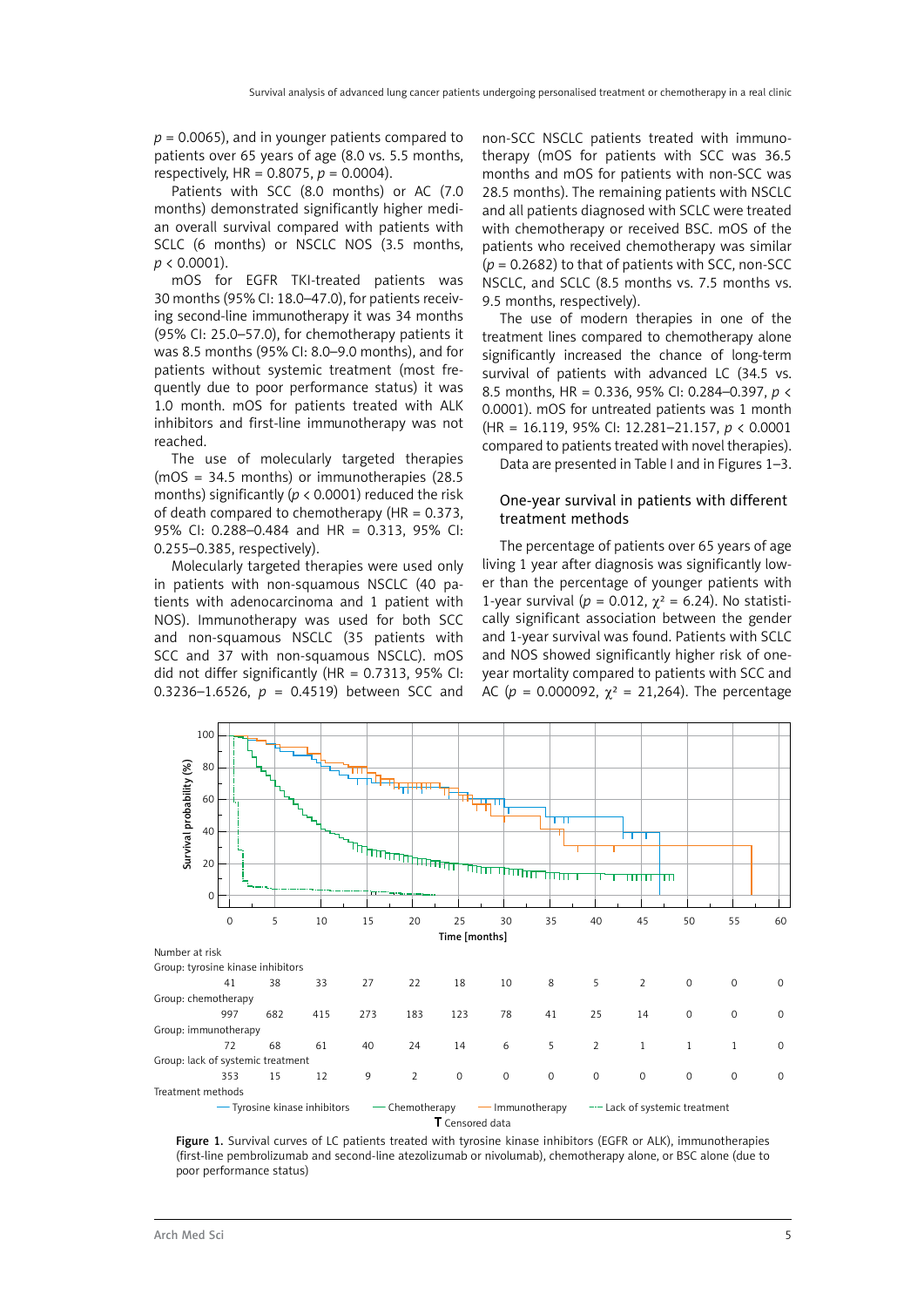$p = 0.0065$), and in younger patients compared to patients over 65 years of age (8.0 vs. 5.5 months, respectively, HR = 0.8075, $p = 0.0004$).

Patients with SCC (8.0 months) or AC (7.0 months) demonstrated significantly higher median overall survival compared with patients with SCLC (6 months) or NSCLC NOS (3.5 months, $p < 0.0001$).

mOS for EGFR TKI-treated patients was 30 months (95% CI: 18.0–47.0), for patients receiving second-line immunotherapy it was 34 months (95% CI: 25.0–57.0), for chemotherapy patients it was 8.5 months (95% CI: 8.0–9.0 months), and for patients without systemic treatment (most frequently due to poor performance status) it was 1.0 month. mOS for patients treated with ALK inhibitors and first-line immunotherapy was not reached.

The use of molecularly targeted therapies (mOS = 34.5 months) or immunotherapies (28.5 months) significantly ($p < 0.0001$) reduced the risk of death compared to chemotherapy (HR = 0.373, 95% CI: 0.288–0.484 and HR = 0.313, 95% CI: 0.255–0.385, respectively).

Molecularly targeted therapies were used only in patients with non-squamous NSCLC (40 patients with adenocarcinoma and 1 patient with NOS). Immunotherapy was used for both SCC and non-squamous NSCLC (35 patients with SCC and 37 with non-squamous NSCLC). mOS did not differ significantly (HR = 0.7313, 95% CI: 0.3236–1.6526, $p = 0.4519$) between SCC and non-SCC NSCLC patients treated with immunotherapy (mOS for patients with SCC was 36.5 months and mOS for patients with non-SCC was 28.5 months). The remaining patients with NSCLC and all patients diagnosed with SCLC were treated with chemotherapy or received BSC. mOS of the patients who received chemotherapy was similar ($p = 0.2682$) to that of patients with SCC, non-SCC NSCLC, and SCLC (8.5 months vs. 7.5 months vs. 9.5 months, respectively).

The use of modern therapies in one of the treatment lines compared to chemotherapy alone significantly increased the chance of long-term survival of patients with advanced LC (34.5 vs. 8.5 months, HR = 0.336, 95% CI: 0.284–0.397, $p < 0.0001$). mOS for untreated patients was 1 month (HR = 16.119, 95% CI: 12.281–21.157, $p < 0.0001$ compared to patients treated with novel therapies).

Data are presented in Table I and in Figures 1–3.

### One-year survival in patients with different treatment methods

The percentage of patients over 65 years of age living 1 year after diagnosis was significantly lower than the percentage of younger patients with 1-year survival ($p = 0.012$, $\chi^2 = 6.24$). No statistically significant association between the gender and 1-year survival was found. Patients with SCLC and NOS showed significantly higher risk of one-year mortality compared to patients with SCC and AC ($p = 0.000092$, $\chi^2 = 21{,}264$). The percentage

Number at risk

| Group | 0 | 5 | 10 | 15 | 20 | 25 | 30 | 35 | 40 | 45 | 50 | 55 | 60 |
|---|---|---|---|---|---|---|---|---|---|---|---|---|---|
| Tyrosine kinase inhibitors | 41 | 38 | 33 | 27 | 22 | 18 | 10 | 8 | 5 | 2 | 0 | 0 | 0 |
| Chemotherapy | 997 | 682 | 415 | 273 | 183 | 123 | 78 | 41 | 25 | 14 | 0 | 0 | 0 |
| Immunotherapy | 72 | 68 | 61 | 40 | 24 | 14 | 6 | 5 | 2 | 1 | 1 | 1 | 0 |
| Lack of systemic treatment | 353 | 15 | 12 | 9 | 2 | 0 | 0 | 0 | 0 | 0 | 0 | 0 | 0 |

**Figure 1.** Survival curves of LC patients treated with tyrosine kinase inhibitors (EGFR or ALK), immunotherapies (first-line pembrolizumab and second-line atezolizumab or nivolumab), chemotherapy alone, or BSC alone (due to poor performance status)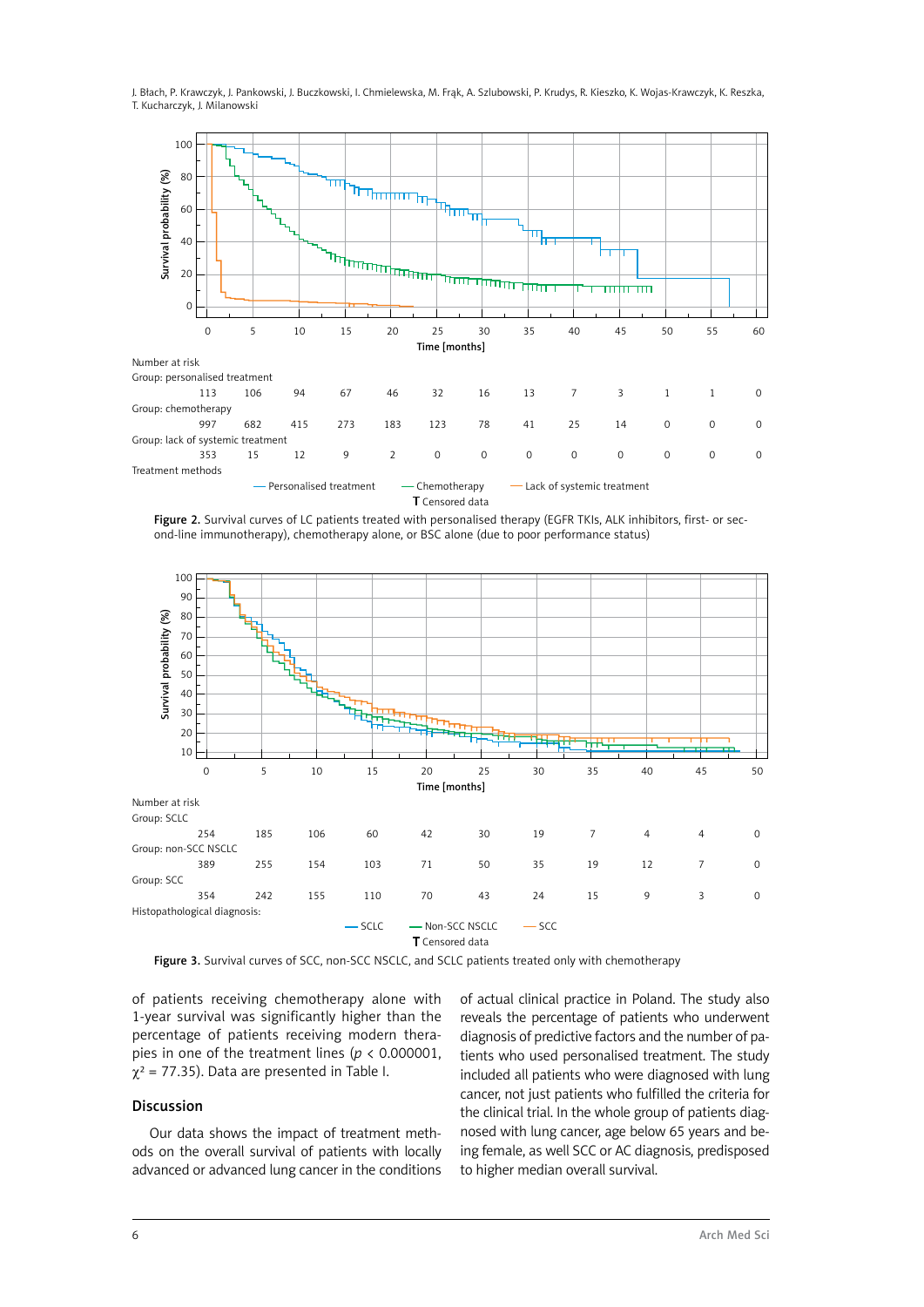Number at risk

| Group | 0 | 5 | 10 | 15 | 20 | 25 | 30 | 35 | 40 | 45 | 50 | 55 | 60 |
|---|---|---|---|---|---|---|---|---|---|---|---|---|---|
| Group: personalised treatment | 113 | 106 | 94 | 67 | 46 | 32 | 16 | 13 | 7 | 3 | 1 | 1 | 0 |
| Group: chemotherapy | 997 | 682 | 415 | 273 | 183 | 123 | 78 | 41 | 25 | 14 | 0 | 0 | 0 |
| Group: lack of systemic treatment | 353 | 15 | 12 | 9 | 2 | 0 | 0 | 0 | 0 | 0 | 0 | 0 | 0 |

Treatment methods: Personalised treatment, Chemotherapy, Lack of systemic treatment. T Censored data

**Figure 2.** Survival curves of LC patients treated with personalised therapy (EGFR TKIs, ALK inhibitors, first- or second-line immunotherapy), chemotherapy alone, or BSC alone (due to poor performance status)

Number at risk

| Group | 0 | 5 | 10 | 15 | 20 | 25 | 30 | 35 | 40 | 45 | 50 |
|---|---|---|---|---|---|---|---|---|---|---|---|
| Group: SCLC | 254 | 185 | 106 | 60 | 42 | 30 | 19 | 7 | 4 | 4 | 0 |
| Group: non-SCC NSCLC | 389 | 255 | 154 | 103 | 71 | 50 | 35 | 19 | 12 | 7 | 0 |
| Group: SCC | 354 | 242 | 155 | 110 | 70 | 43 | 24 | 15 | 9 | 3 | 0 |

Histopathological diagnosis: SCLC, Non-SCC NSCLC, SCC. T Censored data

**Figure 3.** Survival curves of SCC, non-SCC NSCLC, and SCLC patients treated only with chemotherapy

of patients receiving chemotherapy alone with 1-year survival was significantly higher than the percentage of patients receiving modern therapies in one of the treatment lines ($p < 0.000001$, $\chi^2 = 77.35$). Data are presented in Table I.

## Discussion

Our data shows the impact of treatment methods on the overall survival of patients with locally advanced or advanced lung cancer in the conditions of actual clinical practice in Poland. The study also reveals the percentage of patients who underwent diagnosis of predictive factors and the number of patients who used personalised treatment. The study included all patients who were diagnosed with lung cancer, not just patients who fulfilled the criteria for the clinical trial. In the whole group of patients diagnosed with lung cancer, age below 65 years and being female, as well SCC or AC diagnosis, predisposed to higher median overall survival.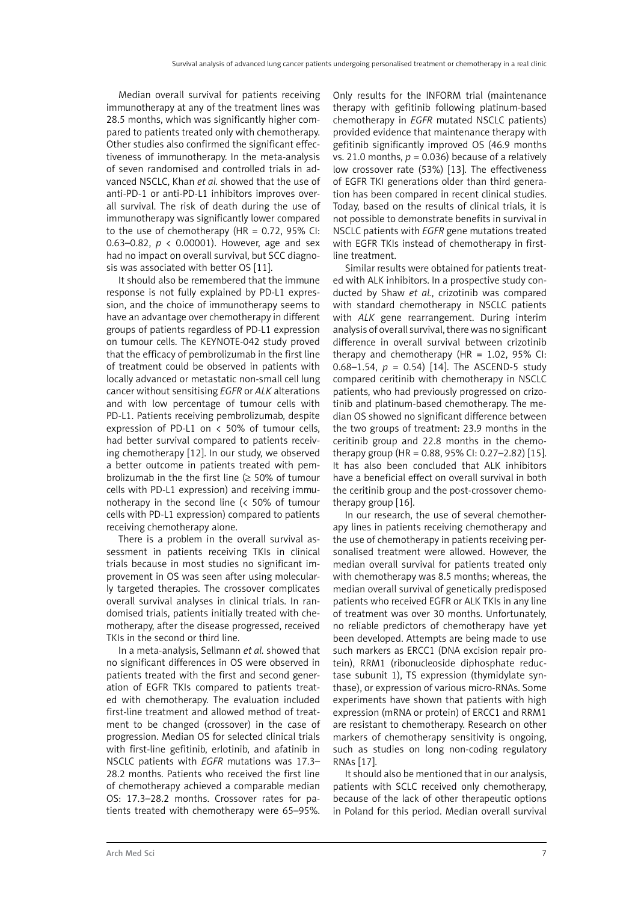Median overall survival for patients receiving immunotherapy at any of the treatment lines was 28.5 months, which was significantly higher compared to patients treated only with chemotherapy. Other studies also confirmed the significant effectiveness of immunotherapy. In the meta-analysis of seven randomised and controlled trials in advanced NSCLC, Khan *et al.* showed that the use of anti-PD-1 or anti-PD-L1 inhibitors improves overall survival. The risk of death during the use of immunotherapy was significantly lower compared to the use of chemotherapy (HR = 0.72, 95% CI: 0.63–0.82, $p < 0.00001$). However, age and sex had no impact on overall survival, but SCC diagnosis was associated with better OS [11].

It should also be remembered that the immune response is not fully explained by PD-L1 expression, and the choice of immunotherapy seems to have an advantage over chemotherapy in different groups of patients regardless of PD-L1 expression on tumour cells. The KEYNOTE-042 study proved that the efficacy of pembrolizumab in the first line of treatment could be observed in patients with locally advanced or metastatic non-small cell lung cancer without sensitising *EGFR* or *ALK* alterations and with low percentage of tumour cells with PD-L1. Patients receiving pembrolizumab, despite expression of PD-L1 on < 50% of tumour cells, had better survival compared to patients receiving chemotherapy [12]. In our study, we observed a better outcome in patients treated with pembrolizumab in the the first line (≥ 50% of tumour cells with PD-L1 expression) and receiving immunotherapy in the second line (< 50% of tumour cells with PD-L1 expression) compared to patients receiving chemotherapy alone.

There is a problem in the overall survival assessment in patients receiving TKIs in clinical trials because in most studies no significant improvement in OS was seen after using molecularly targeted therapies. The crossover complicates overall survival analyses in clinical trials. In randomised trials, patients initially treated with chemotherapy, after the disease progressed, received TKIs in the second or third line.

In a meta-analysis, Sellmann *et al.* showed that no significant differences in OS were observed in patients treated with the first and second generation of EGFR TKIs compared to patients treated with chemotherapy. The evaluation included first-line treatment and allowed method of treatment to be changed (crossover) in the case of progression. Median OS for selected clinical trials with first-line gefitinib, erlotinib, and afatinib in NSCLC patients with *EGFR* mutations was 17.3–28.2 months. Patients who received the first line of chemotherapy achieved a comparable median OS: 17.3–28.2 months. Crossover rates for patients treated with chemotherapy were 65–95%. Only results for the INFORM trial (maintenance therapy with gefitinib following platinum-based chemotherapy in *EGFR* mutated NSCLC patients) provided evidence that maintenance therapy with gefitinib significantly improved OS (46.9 months vs. 21.0 months, $p = 0.036$) because of a relatively low crossover rate (53%) [13]. The effectiveness of EGFR TKI generations older than third generation has been compared in recent clinical studies. Today, based on the results of clinical trials, it is not possible to demonstrate benefits in survival in NSCLC patients with *EGFR* gene mutations treated with EGFR TKIs instead of chemotherapy in first-line treatment.

Similar results were obtained for patients treated with ALK inhibitors. In a prospective study conducted by Shaw *et al.*, crizotinib was compared with standard chemotherapy in NSCLC patients with *ALK* gene rearrangement. During interim analysis of overall survival, there was no significant difference in overall survival between crizotinib therapy and chemotherapy (HR = 1.02, 95% CI: 0.68–1.54, $p = 0.54$) [14]. The ASCEND-5 study compared ceritinib with chemotherapy in NSCLC patients, who had previously progressed on crizotinib and platinum-based chemotherapy. The median OS showed no significant difference between the two groups of treatment: 23.9 months in the ceritinib group and 22.8 months in the chemotherapy group (HR = 0.88, 95% CI: 0.27–2.82) [15]. It has also been concluded that ALK inhibitors have a beneficial effect on overall survival in both the ceritinib group and the post-crossover chemotherapy group [16].

In our research, the use of several chemotherapy lines in patients receiving chemotherapy and the use of chemotherapy in patients receiving personalised treatment were allowed. However, the median overall survival for patients treated only with chemotherapy was 8.5 months; whereas, the median overall survival of genetically predisposed patients who received EGFR or ALK TKIs in any line of treatment was over 30 months. Unfortunately, no reliable predictors of chemotherapy have yet been developed. Attempts are being made to use such markers as ERCC1 (DNA excision repair protein), RRM1 (ribonucleoside diphosphate reductase subunit 1), TS expression (thymidylate synthase), or expression of various micro-RNAs. Some experiments have shown that patients with high expression (mRNA or protein) of ERCC1 and RRM1 are resistant to chemotherapy. Research on other markers of chemotherapy sensitivity is ongoing, such as studies on long non-coding regulatory RNAs [17].

It should also be mentioned that in our analysis, patients with SCLC received only chemotherapy, because of the lack of other therapeutic options in Poland for this period. Median overall survival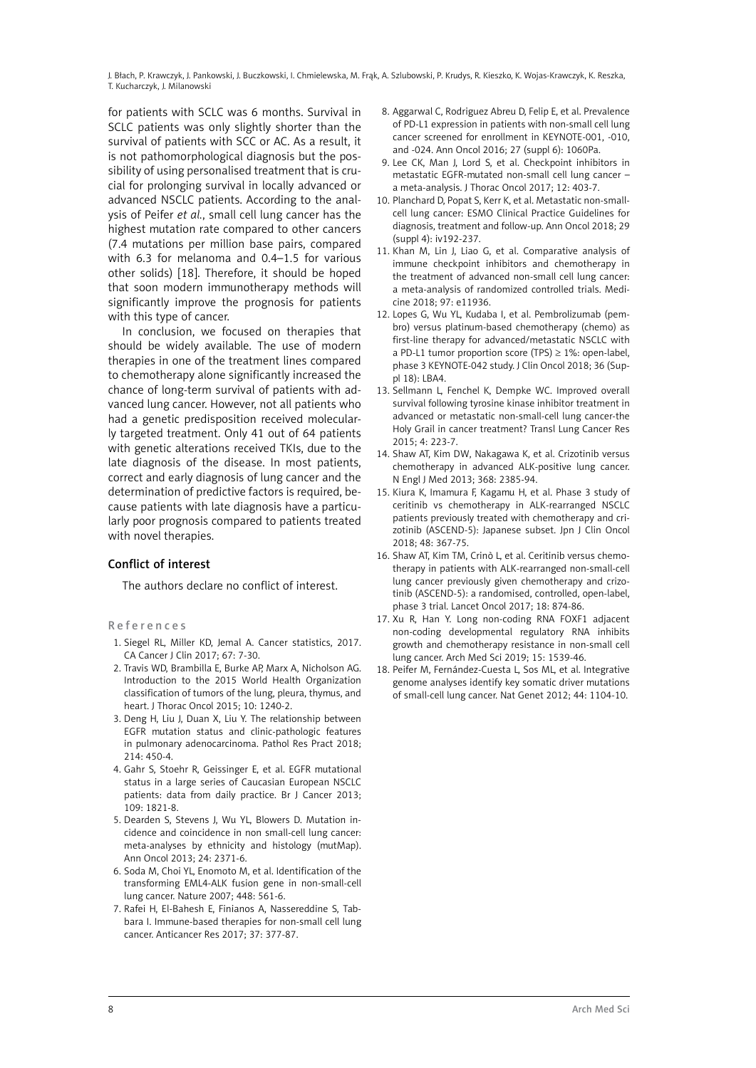for patients with SCLC was 6 months. Survival in SCLC patients was only slightly shorter than the survival of patients with SCC or AC. As a result, it is not pathomorphological diagnosis but the possibility of using personalised treatment that is crucial for prolonging survival in locally advanced or advanced NSCLC patients. According to the analysis of Peifer *et al.*, small cell lung cancer has the highest mutation rate compared to other cancers (7.4 mutations per million base pairs, compared with 6.3 for melanoma and 0.4–1.5 for various other solids) [18]. Therefore, it should be hoped that soon modern immunotherapy methods will significantly improve the prognosis for patients with this type of cancer.

In conclusion, we focused on therapies that should be widely available. The use of modern therapies in one of the treatment lines compared to chemotherapy alone significantly increased the chance of long-term survival of patients with advanced lung cancer. However, not all patients who had a genetic predisposition received molecularly targeted treatment. Only 41 out of 64 patients with genetic alterations received TKIs, due to the late diagnosis of the disease. In most patients, correct and early diagnosis of lung cancer and the determination of predictive factors is required, because patients with late diagnosis have a particularly poor prognosis compared to patients treated with novel therapies.

## Conflict of interest

The authors declare no conflict of interest.

## References

1. Siegel RL, Miller KD, Jemal A. Cancer statistics, 2017. CA Cancer J Clin 2017; 67: 7-30.
2. Travis WD, Brambilla E, Burke AP, Marx A, Nicholson AG. Introduction to the 2015 World Health Organization classification of tumors of the lung, pleura, thymus, and heart. J Thorac Oncol 2015; 10: 1240-2.
3. Deng H, Liu J, Duan X, Liu Y. The relationship between EGFR mutation status and clinic-pathologic features in pulmonary adenocarcinoma. Pathol Res Pract 2018; 214: 450-4.
4. Gahr S, Stoehr R, Geissinger E, et al. EGFR mutational status in a large series of Caucasian European NSCLC patients: data from daily practice. Br J Cancer 2013; 109: 1821-8.
5. Dearden S, Stevens J, Wu YL, Blowers D. Mutation incidence and coincidence in non small-cell lung cancer: meta-analyses by ethnicity and histology (mutMap). Ann Oncol 2013; 24: 2371-6.
6. Soda M, Choi YL, Enomoto M, et al. Identification of the transforming EML4-ALK fusion gene in non-small-cell lung cancer. Nature 2007; 448: 561-6.
7. Rafei H, El-Bahesh E, Finianos A, Nassereddine S, Tabbara I. Immune-based therapies for non-small cell lung cancer. Anticancer Res 2017; 37: 377-87.
8. Aggarwal C, Rodriguez Abreu D, Felip E, et al. Prevalence of PD-L1 expression in patients with non-small cell lung cancer screened for enrollment in KEYNOTE-001, -010, and -024. Ann Oncol 2016; 27 (suppl 6): 1060Pa.
9. Lee CK, Man J, Lord S, et al. Checkpoint inhibitors in metastatic EGFR-mutated non-small cell lung cancer – a meta-analysis. J Thorac Oncol 2017; 12: 403-7.
10. Planchard D, Popat S, Kerr K, et al. Metastatic non-small-cell lung cancer: ESMO Clinical Practice Guidelines for diagnosis, treatment and follow-up. Ann Oncol 2018; 29 (suppl 4): iv192-237.
11. Khan M, Lin J, Liao G, et al. Comparative analysis of immune checkpoint inhibitors and chemotherapy in the treatment of advanced non-small cell lung cancer: a meta-analysis of randomized controlled trials. Medicine 2018; 97: e11936.
12. Lopes G, Wu YL, Kudaba I, et al. Pembrolizumab (pembro) versus platinum-based chemotherapy (chemo) as first-line therapy for advanced/metastatic NSCLC with a PD-L1 tumor proportion score (TPS) ≥ 1%: open-label, phase 3 KEYNOTE-042 study. J Clin Oncol 2018; 36 (Suppl 18): LBA4.
13. Sellmann L, Fenchel K, Dempke WC. Improved overall survival following tyrosine kinase inhibitor treatment in advanced or metastatic non-small-cell lung cancer-the Holy Grail in cancer treatment? Transl Lung Cancer Res 2015; 4: 223-7.
14. Shaw AT, Kim DW, Nakagawa K, et al. Crizotinib versus chemotherapy in advanced ALK-positive lung cancer. N Engl J Med 2013; 368: 2385-94.
15. Kiura K, Imamura F, Kagamu H, et al. Phase 3 study of ceritinib vs chemotherapy in ALK-rearranged NSCLC patients previously treated with chemotherapy and crizotinib (ASCEND-5): Japanese subset. Jpn J Clin Oncol 2018; 48: 367-75.
16. Shaw AT, Kim TM, Crinò L, et al. Ceritinib versus chemotherapy in patients with ALK-rearranged non-small-cell lung cancer previously given chemotherapy and crizotinib (ASCEND-5): a randomised, controlled, open-label, phase 3 trial. Lancet Oncol 2017; 18: 874-86.
17. Xu R, Han Y. Long non-coding RNA FOXF1 adjacent non-coding developmental regulatory RNA inhibits growth and chemotherapy resistance in non-small cell lung cancer. Arch Med Sci 2019; 15: 1539-46.
18. Peifer M, Fernández-Cuesta L, Sos ML, et al. Integrative genome analyses identify key somatic driver mutations of small-cell lung cancer. Nat Genet 2012; 44: 1104-10.